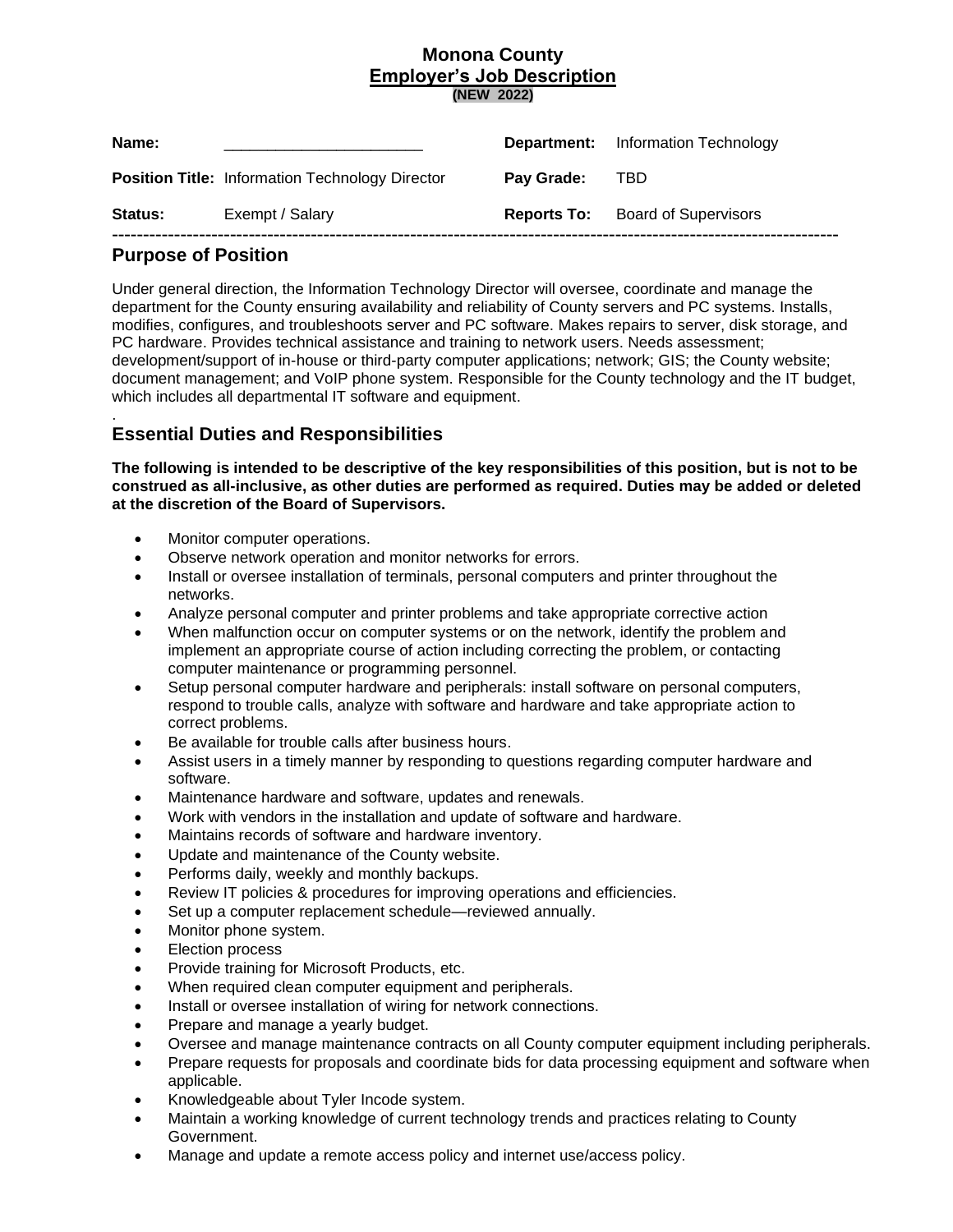# Monona County
## Employer's Job Description
**(NEW 2022)**

| | | | |
|---|---|---|---|
| **Name:** | ______________________ | **Department:** | Information Technology |
| **Position Title:** | Information Technology Director | **Pay Grade:** | TBD |
| **Status:** | Exempt / Salary | **Reports To:** | Board of Supervisors |

---

## Purpose of Position

Under general direction, the Information Technology Director will oversee, coordinate and manage the department for the County ensuring availability and reliability of County servers and PC systems. Installs, modifies, configures, and troubleshoots server and PC software. Makes repairs to server, disk storage, and PC hardware. Provides technical assistance and training to network users. Needs assessment; development/support of in-house or third-party computer applications; network; GIS; the County website; document management; and VoIP phone system. Responsible for the County technology and the IT budget, which includes all departmental IT software and equipment.

.

## Essential Duties and Responsibilities

**The following is intended to be descriptive of the key responsibilities of this position, but is not to be construed as all-inclusive, as other duties are performed as required. Duties may be added or deleted at the discretion of the Board of Supervisors.**

- Monitor computer operations.
- Observe network operation and monitor networks for errors.
- Install or oversee installation of terminals, personal computers and printer throughout the networks.
- Analyze personal computer and printer problems and take appropriate corrective action
- When malfunction occur on computer systems or on the network, identify the problem and implement an appropriate course of action including correcting the problem, or contacting computer maintenance or programming personnel.
- Setup personal computer hardware and peripherals: install software on personal computers, respond to trouble calls, analyze with software and hardware and take appropriate action to correct problems.
- Be available for trouble calls after business hours.
- Assist users in a timely manner by responding to questions regarding computer hardware and software.
- Maintenance hardware and software, updates and renewals.
- Work with vendors in the installation and update of software and hardware.
- Maintains records of software and hardware inventory.
- Update and maintenance of the County website.
- Performs daily, weekly and monthly backups.
- Review IT policies & procedures for improving operations and efficiencies.
- Set up a computer replacement schedule—reviewed annually.
- Monitor phone system.
- Election process
- Provide training for Microsoft Products, etc.
- When required clean computer equipment and peripherals.
- Install or oversee installation of wiring for network connections.
- Prepare and manage a yearly budget.
- Oversee and manage maintenance contracts on all County computer equipment including peripherals.
- Prepare requests for proposals and coordinate bids for data processing equipment and software when applicable.
- Knowledgeable about Tyler Incode system.
- Maintain a working knowledge of current technology trends and practices relating to County Government.
- Manage and update a remote access policy and internet use/access policy.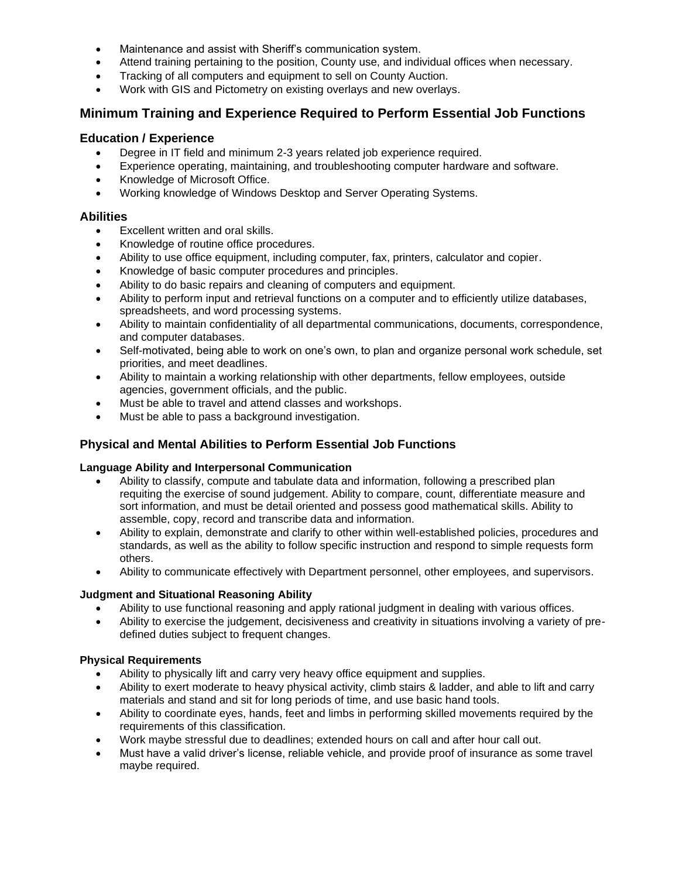- Maintenance and assist with Sheriff's communication system.
- Attend training pertaining to the position, County use, and individual offices when necessary.
- Tracking of all computers and equipment to sell on County Auction.
- Work with GIS and Pictometry on existing overlays and new overlays.

## Minimum Training and Experience Required to Perform Essential Job Functions

### Education / Experience

- Degree in IT field and minimum 2-3 years related job experience required.
- Experience operating, maintaining, and troubleshooting computer hardware and software.
- Knowledge of Microsoft Office.
- Working knowledge of Windows Desktop and Server Operating Systems.

### Abilities

- Excellent written and oral skills.
- Knowledge of routine office procedures.
- Ability to use office equipment, including computer, fax, printers, calculator and copier.
- Knowledge of basic computer procedures and principles.
- Ability to do basic repairs and cleaning of computers and equipment.
- Ability to perform input and retrieval functions on a computer and to efficiently utilize databases, spreadsheets, and word processing systems.
- Ability to maintain confidentiality of all departmental communications, documents, correspondence, and computer databases.
- Self-motivated, being able to work on one's own, to plan and organize personal work schedule, set priorities, and meet deadlines.
- Ability to maintain a working relationship with other departments, fellow employees, outside agencies, government officials, and the public.
- Must be able to travel and attend classes and workshops.
- Must be able to pass a background investigation.

## Physical and Mental Abilities to Perform Essential Job Functions

#### Language Ability and Interpersonal Communication

- Ability to classify, compute and tabulate data and information, following a prescribed plan requiting the exercise of sound judgement. Ability to compare, count, differentiate measure and sort information, and must be detail oriented and possess good mathematical skills. Ability to assemble, copy, record and transcribe data and information.
- Ability to explain, demonstrate and clarify to other within well-established policies, procedures and standards, as well as the ability to follow specific instruction and respond to simple requests form others.
- Ability to communicate effectively with Department personnel, other employees, and supervisors.

#### Judgment and Situational Reasoning Ability

- Ability to use functional reasoning and apply rational judgment in dealing with various offices.
- Ability to exercise the judgement, decisiveness and creativity in situations involving a variety of pre-defined duties subject to frequent changes.

#### Physical Requirements

- Ability to physically lift and carry very heavy office equipment and supplies.
- Ability to exert moderate to heavy physical activity, climb stairs & ladder, and able to lift and carry materials and stand and sit for long periods of time, and use basic hand tools.
- Ability to coordinate eyes, hands, feet and limbs in performing skilled movements required by the requirements of this classification.
- Work maybe stressful due to deadlines; extended hours on call and after hour call out.
- Must have a valid driver's license, reliable vehicle, and provide proof of insurance as some travel maybe required.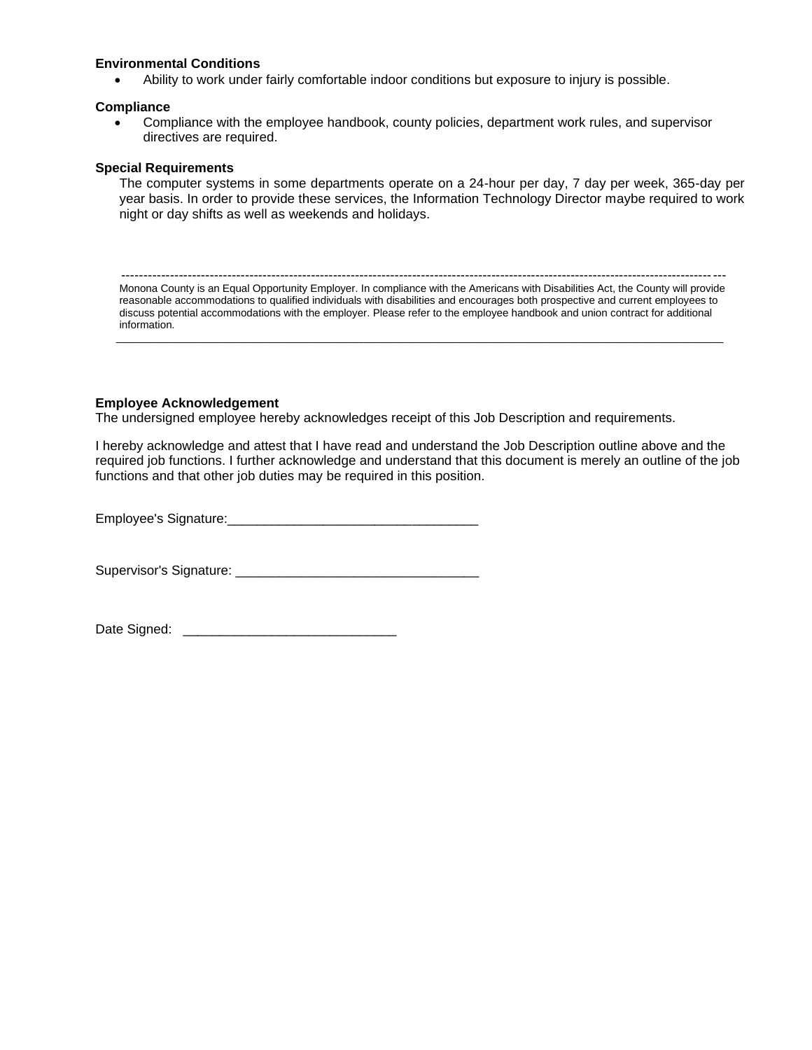**Environmental Conditions**

- Ability to work under fairly comfortable indoor conditions but exposure to injury is possible.

**Compliance**

- Compliance with the employee handbook, county policies, department work rules, and supervisor directives are required.

**Special Requirements**

The computer systems in some departments operate on a 24-hour per day, 7 day per week, 365-day per year basis. In order to provide these services, the Information Technology Director maybe required to work night or day shifts as well as weekends and holidays.

---

Monona County is an Equal Opportunity Employer. In compliance with the Americans with Disabilities Act, the County will provide reasonable accommodations to qualified individuals with disabilities and encourages both prospective and current employees to discuss potential accommodations with the employer. Please refer to the employee handbook and union contract for additional information.

---

**Employee Acknowledgement**

The undersigned employee hereby acknowledges receipt of this Job Description and requirements.

I hereby acknowledge and attest that I have read and understand the Job Description outline above and the required job functions. I further acknowledge and understand that this document is merely an outline of the job functions and that other job duties may be required in this position.

Employee's Signature:__________________________________

Supervisor's Signature: _________________________________

Date Signed: ____________________________